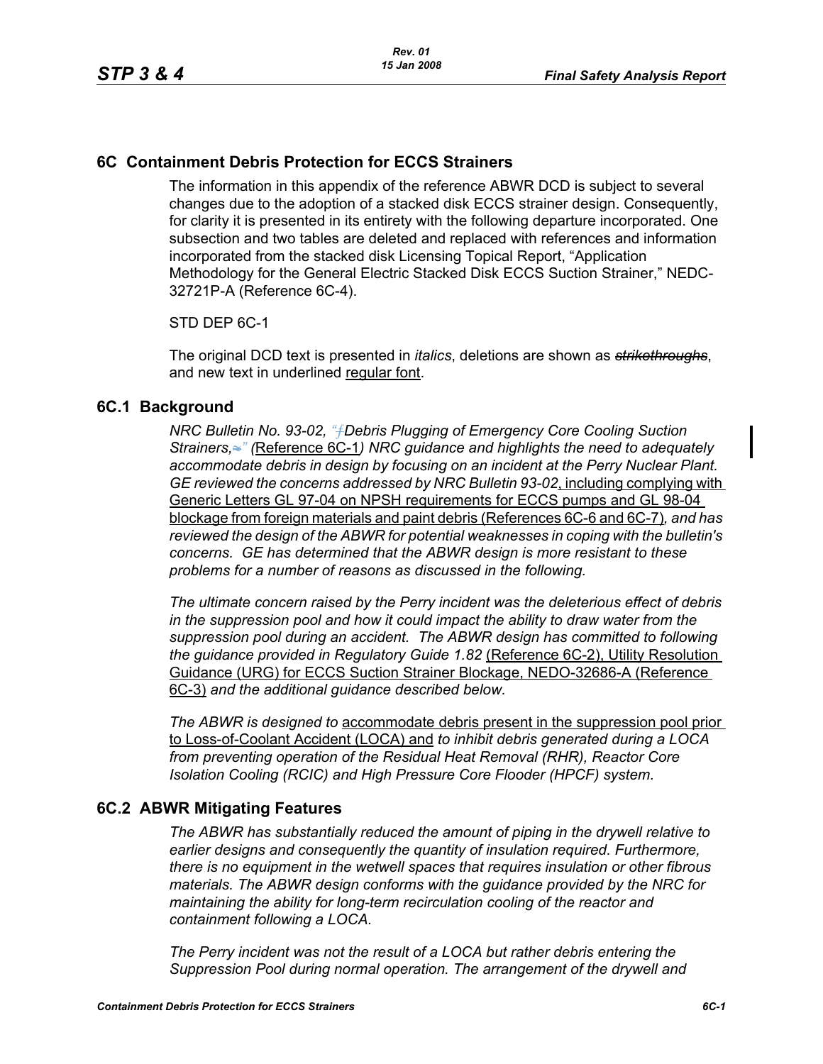## 6C Containment Debris Protection for ECCS Strainers

The information in this appendix of the reference ABWR DCD is subject to several changes due to the adoption of a stacked disk ECCS strainer design. Consequently, for clarity it is presented in its entirety with the following departure incorporated. One subsection and two tables are deleted and replaced with references and information incorporated from the stacked disk Licensing Topical Report, "Application Methodology for the General Electric Stacked Disk ECCS Suction Strainer," NEDC-32721P-A (Reference 6C-4).

STD DEP 6C-1

The original DCD text is presented in *italics*, deletions are shown as ~~*strikethroughs*~~, and new text in underlined <u>regular font</u>.

### 6C.1 Background

*NRC Bulletin No. 93-02, "Debris Plugging of Emergency Core Cooling Suction Strainers," (*<u>Reference 6C-1</u>*) NRC guidance and highlights the need to adequately accommodate debris in design by focusing on an incident at the Perry Nuclear Plant. GE reviewed the concerns addressed by NRC Bulletin 93-02*<u>, including complying with Generic Letters GL 97-04 on NPSH requirements for ECCS pumps and GL 98-04 blockage from foreign materials and paint debris (References 6C-6 and 6C-7)</u>*, and has reviewed the design of the ABWR for potential weaknesses in coping with the bulletin's concerns. GE has determined that the ABWR design is more resistant to these problems for a number of reasons as discussed in the following.*

*The ultimate concern raised by the Perry incident was the deleterious effect of debris in the suppression pool and how it could impact the ability to draw water from the suppression pool during an accident. The ABWR design has committed to following the guidance provided in Regulatory Guide 1.82* <u>(Reference 6C-2), Utility Resolution Guidance (URG) for ECCS Suction Strainer Blockage, NEDO-32686-A (Reference 6C-3)</u> *and the additional guidance described below.*

*The ABWR is designed to* <u>accommodate debris present in the suppression pool prior to Loss-of-Coolant Accident (LOCA) and</u> *to inhibit debris generated during a LOCA from preventing operation of the Residual Heat Removal (RHR), Reactor Core Isolation Cooling (RCIC) and High Pressure Core Flooder (HPCF) system.*

### 6C.2 ABWR Mitigating Features

*The ABWR has substantially reduced the amount of piping in the drywell relative to earlier designs and consequently the quantity of insulation required. Furthermore, there is no equipment in the wetwell spaces that requires insulation or other fibrous materials. The ABWR design conforms with the guidance provided by the NRC for maintaining the ability for long-term recirculation cooling of the reactor and containment following a LOCA.*

*The Perry incident was not the result of a LOCA but rather debris entering the Suppression Pool during normal operation. The arrangement of the drywell and*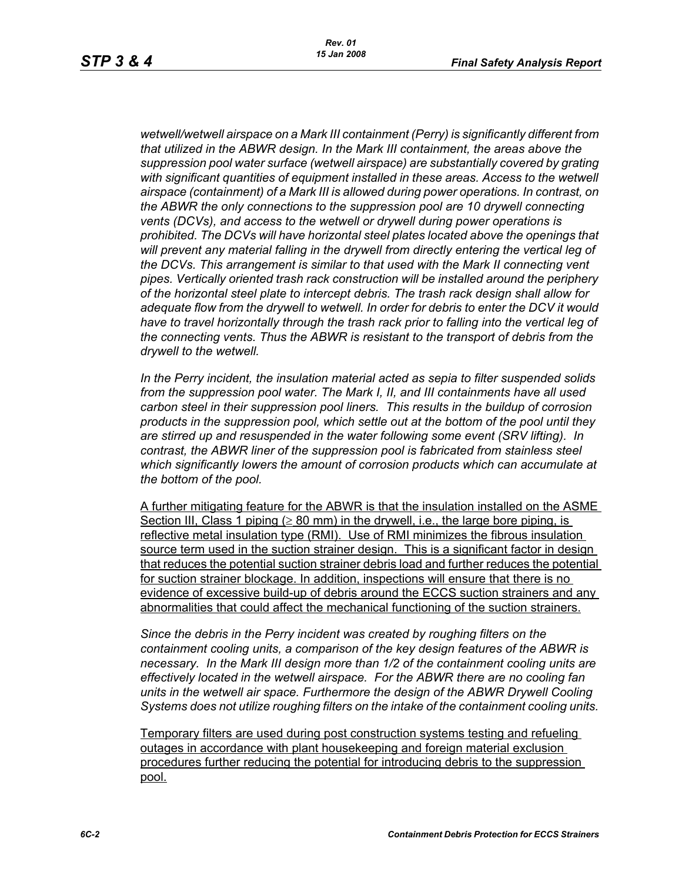*wetwell/wetwell airspace on a Mark III containment (Perry) is significantly different from that utilized in the ABWR design. In the Mark III containment, the areas above the suppression pool water surface (wetwell airspace) are substantially covered by grating with significant quantities of equipment installed in these areas. Access to the wetwell airspace (containment) of a Mark III is allowed during power operations. In contrast, on the ABWR the only connections to the suppression pool are 10 drywell connecting vents (DCVs), and access to the wetwell or drywell during power operations is prohibited. The DCVs will have horizontal steel plates located above the openings that will prevent any material falling in the drywell from directly entering the vertical leg of the DCVs. This arrangement is similar to that used with the Mark II connecting vent pipes. Vertically oriented trash rack construction will be installed around the periphery of the horizontal steel plate to intercept debris. The trash rack design shall allow for adequate flow from the drywell to wetwell. In order for debris to enter the DCV it would have to travel horizontally through the trash rack prior to falling into the vertical leg of the connecting vents. Thus the ABWR is resistant to the transport of debris from the drywell to the wetwell.*

*In the Perry incident, the insulation material acted as sepia to filter suspended solids from the suppression pool water. The Mark I, II, and III containments have all used carbon steel in their suppression pool liners. This results in the buildup of corrosion products in the suppression pool, which settle out at the bottom of the pool until they are stirred up and resuspended in the water following some event (SRV lifting). In contrast, the ABWR liner of the suppression pool is fabricated from stainless steel which significantly lowers the amount of corrosion products which can accumulate at the bottom of the pool.*

A further mitigating feature for the ABWR is that the insulation installed on the ASME Section III, Class 1 piping ($\geq$ 80 mm) in the drywell, i.e., the large bore piping, is reflective metal insulation type (RMI). Use of RMI minimizes the fibrous insulation source term used in the suction strainer design. This is a significant factor in design that reduces the potential suction strainer debris load and further reduces the potential for suction strainer blockage. In addition, inspections will ensure that there is no evidence of excessive build-up of debris around the ECCS suction strainers and any abnormalities that could affect the mechanical functioning of the suction strainers.

*Since the debris in the Perry incident was created by roughing filters on the containment cooling units, a comparison of the key design features of the ABWR is necessary. In the Mark III design more than 1/2 of the containment cooling units are effectively located in the wetwell airspace. For the ABWR there are no cooling fan units in the wetwell air space. Furthermore the design of the ABWR Drywell Cooling Systems does not utilize roughing filters on the intake of the containment cooling units.*

Temporary filters are used during post construction systems testing and refueling outages in accordance with plant housekeeping and foreign material exclusion procedures further reducing the potential for introducing debris to the suppression pool.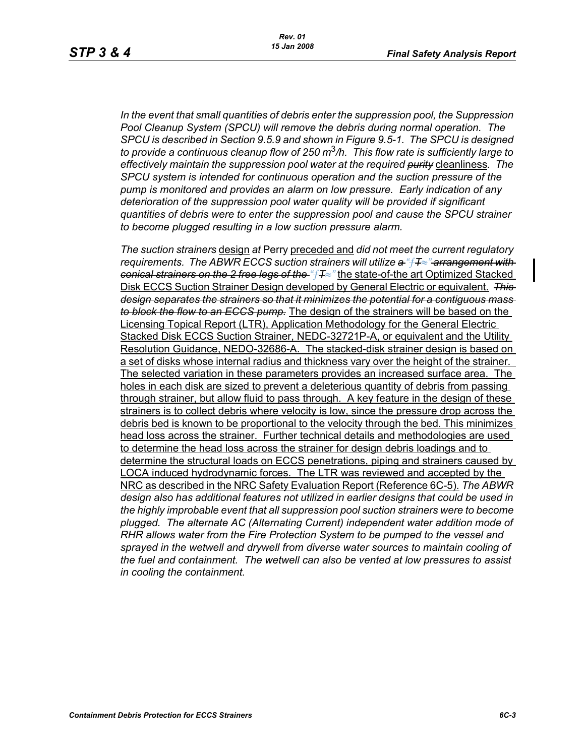*In the event that small quantities of debris enter the suppression pool, the Suppression Pool Cleanup System (SPCU) will remove the debris during normal operation. The SPCU is described in Section 9.5.9 and shown in Figure 9.5-1. The SPCU is designed to provide a continuous cleanup flow of 250 $m^3$/h. This flow rate is sufficiently large to effectively maintain the suppression pool water at the required ~~purity~~* cleanliness*. The SPCU system is intended for continuous operation and the suction pressure of the pump is monitored and provides an alarm on low pressure. Early indication of any deterioration of the suppression pool water quality will be provided if significant quantities of debris were to enter the suppression pool and cause the SPCU strainer to become plugged resulting in a low suction pressure alarm.*

*The suction strainers* design *at* Perry preceded and *did not meet the current regulatory requirements. The ABWR ECCS suction strainers will utilize ~~a "T" arrangement with conical strainers on the 2 free legs of the "T"~~* the state-of-the art Optimized Stacked Disk ECCS Suction Strainer Design developed by General Electric or equivalent. ~~*This design separates the strainers so that it minimizes the potential for a contiguous mass to block the flow to an ECCS pump.*~~ The design of the strainers will be based on the Licensing Topical Report (LTR), Application Methodology for the General Electric Stacked Disk ECCS Suction Strainer, NEDC-32721P-A, or equivalent and the Utility Resolution Guidance, NEDO-32686-A. The stacked-disk strainer design is based on a set of disks whose internal radius and thickness vary over the height of the strainer. The selected variation in these parameters provides an increased surface area. The holes in each disk are sized to prevent a deleterious quantity of debris from passing through strainer, but allow fluid to pass through. A key feature in the design of these strainers is to collect debris where velocity is low, since the pressure drop across the debris bed is known to be proportional to the velocity through the bed. This minimizes head loss across the strainer. Further technical details and methodologies are used to determine the head loss across the strainer for design debris loadings and to determine the structural loads on ECCS penetrations, piping and strainers caused by LOCA induced hydrodynamic forces. The LTR was reviewed and accepted by the NRC as described in the NRC Safety Evaluation Report (Reference 6C-5). *The ABWR design also has additional features not utilized in earlier designs that could be used in the highly improbable event that all suppression pool suction strainers were to become plugged. The alternate AC (Alternating Current) independent water addition mode of RHR allows water from the Fire Protection System to be pumped to the vessel and sprayed in the wetwell and drywell from diverse water sources to maintain cooling of the fuel and containment. The wetwell can also be vented at low pressures to assist in cooling the containment.*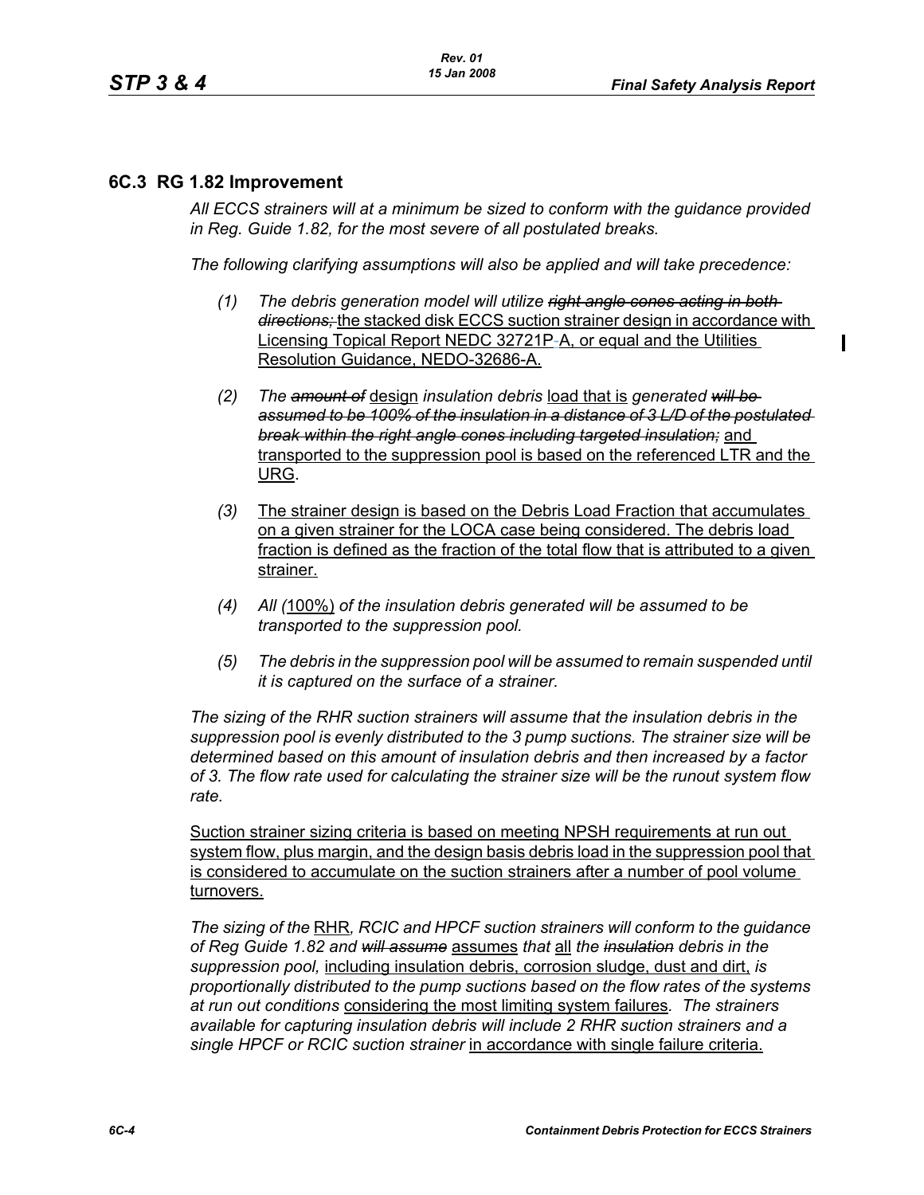## 6C.3 RG 1.82 Improvement

*All ECCS strainers will at a minimum be sized to conform with the guidance provided in Reg. Guide 1.82, for the most severe of all postulated breaks.*

*The following clarifying assumptions will also be applied and will take precedence:*

*(1)* *The debris generation model will utilize ~~right angle cones acting in both directions;~~* <u>the stacked disk ECCS suction strainer design in accordance with Licensing Topical Report NEDC 32721P-A, or equal and the Utilities Resolution Guidance, NEDO-32686-A.</u>

*(2)* *The ~~amount of~~* <u>design</u> *insulation debris* <u>load that is</u> *generated ~~will be assumed to be 100% of the insulation in a distance of 3 L/D of the postulated break within the right angle cones including targeted insulation;~~* <u>and transported to the suppression pool is based on the referenced LTR and the URG</u>.

*(3)* <u>The strainer design is based on the Debris Load Fraction that accumulates on a given strainer for the LOCA case being considered. The debris load fraction is defined as the fraction of the total flow that is attributed to a given strainer.</u>

*(4)* *All (*<u>100%)</u> *of the insulation debris generated will be assumed to be transported to the suppression pool.*

*(5)* *The debris in the suppression pool will be assumed to remain suspended until it is captured on the surface of a strainer.*

*The sizing of the RHR suction strainers will assume that the insulation debris in the suppression pool is evenly distributed to the 3 pump suctions. The strainer size will be determined based on this amount of insulation debris and then increased by a factor of 3. The flow rate used for calculating the strainer size will be the runout system flow rate.*

<u>Suction strainer sizing criteria is based on meeting NPSH requirements at run out system flow, plus margin, and the design basis debris load in the suppression pool that is considered to accumulate on the suction strainers after a number of pool volume turnovers.</u>

*The sizing of the* <u>RHR</u>*, RCIC and HPCF suction strainers will conform to the guidance of Reg Guide 1.82 and ~~will assume~~* <u>assumes</u> *that* <u>all</u> *the ~~insulation~~ debris in the suppression pool,* <u>including insulation debris, corrosion sludge, dust and dirt,</u> *is proportionally distributed to the pump suctions based on the flow rates of the systems at run out conditions* <u>considering the most limiting system failures</u>*. The strainers available for capturing insulation debris will include 2 RHR suction strainers and a single HPCF or RCIC suction strainer* <u>in accordance with single failure criteria.</u>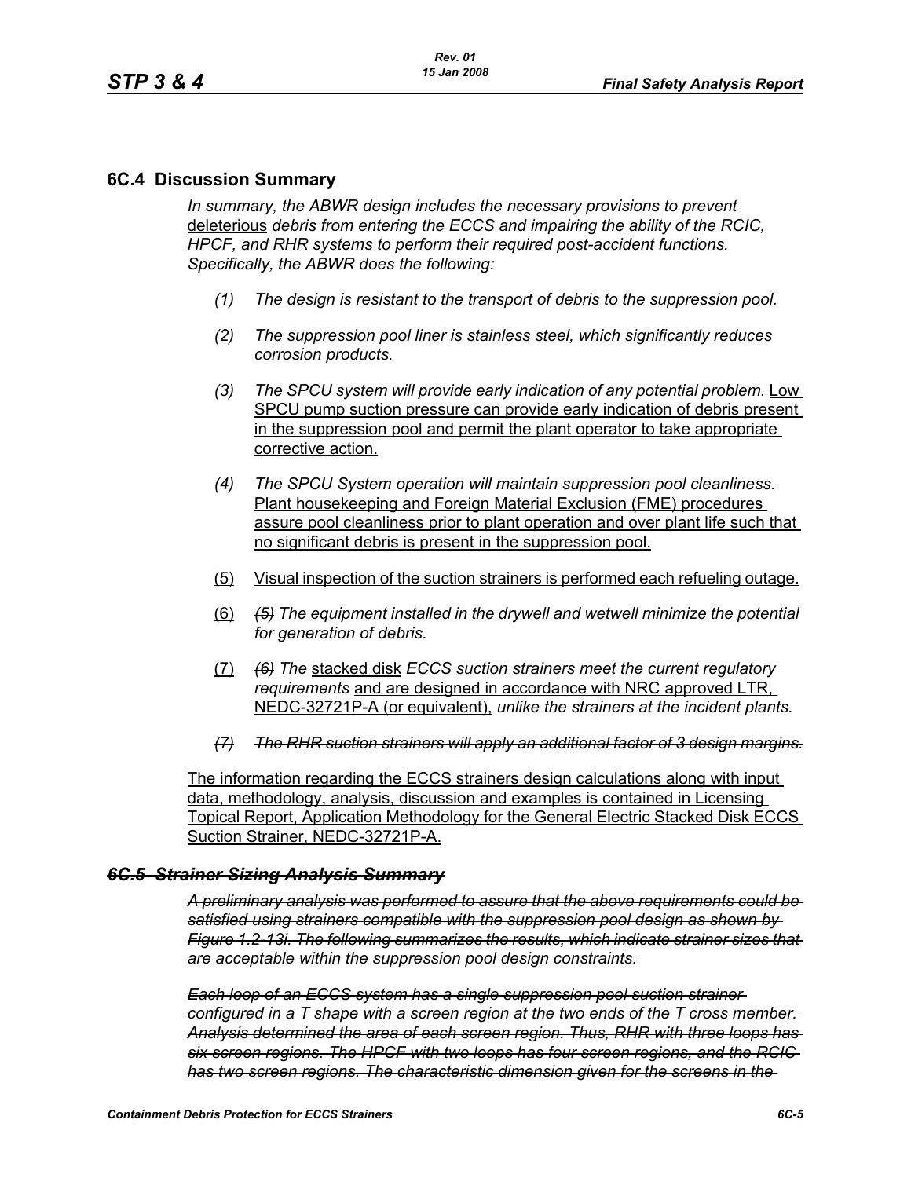## 6C.4 Discussion Summary

*In summary, the ABWR design includes the necessary provisions to prevent* <u>deleterious</u> *debris from entering the ECCS and impairing the ability of the RCIC, HPCF, and RHR systems to perform their required post-accident functions. Specifically, the ABWR does the following:*

*(1) The design is resistant to the transport of debris to the suppression pool.*

*(2) The suppression pool liner is stainless steel, which significantly reduces corrosion products.*

*(3) The SPCU system will provide early indication of any potential problem.* <u>Low SPCU pump suction pressure can provide early indication of debris present in the suppression pool and permit the plant operator to take appropriate corrective action.</u>

*(4) The SPCU System operation will maintain suppression pool cleanliness.* <u>Plant housekeeping and Foreign Material Exclusion (FME) procedures assure pool cleanliness prior to plant operation and over plant life such that no significant debris is present in the suppression pool.</u>

<u>(5)</u> <u>Visual inspection of the suction strainers is performed each refueling outage.</u>

<u>(6)</u> ~~*(5)*~~ *The equipment installed in the drywell and wetwell minimize the potential for generation of debris.*

<u>(7)</u> ~~*(6)*~~ *The* <u>stacked disk</u> *ECCS suction strainers meet the current regulatory requirements* <u>and are designed in accordance with NRC approved LTR, NEDC-32721P-A (or equivalent),</u> *unlike the strainers at the incident plants.*

~~*(7) The RHR suction strainers will apply an additional factor of 3 design margins.*~~

<u>The information regarding the ECCS strainers design calculations along with input data, methodology, analysis, discussion and examples is contained in Licensing Topical Report, Application Methodology for the General Electric Stacked Disk ECCS Suction Strainer, NEDC-32721P-A.</u>

## ~~*6C.5 Strainer Sizing Analysis Summary*~~

~~*A preliminary analysis was performed to assure that the above requirements could be satisfied using strainers compatible with the suppression pool design as shown by Figure 1.2-13i. The following summarizes the results, which indicate strainer sizes that are acceptable within the suppression pool design constraints.*~~

~~*Each loop of an ECCS system has a single suppression pool suction strainer configured in a T shape with a screen region at the two ends of the T cross member. Analysis determined the area of each screen region. Thus, RHR with three loops has six screen regions. The HPCF with two loops has four screen regions, and the RCIC has two screen regions. The characteristic dimension given for the screens in the*~~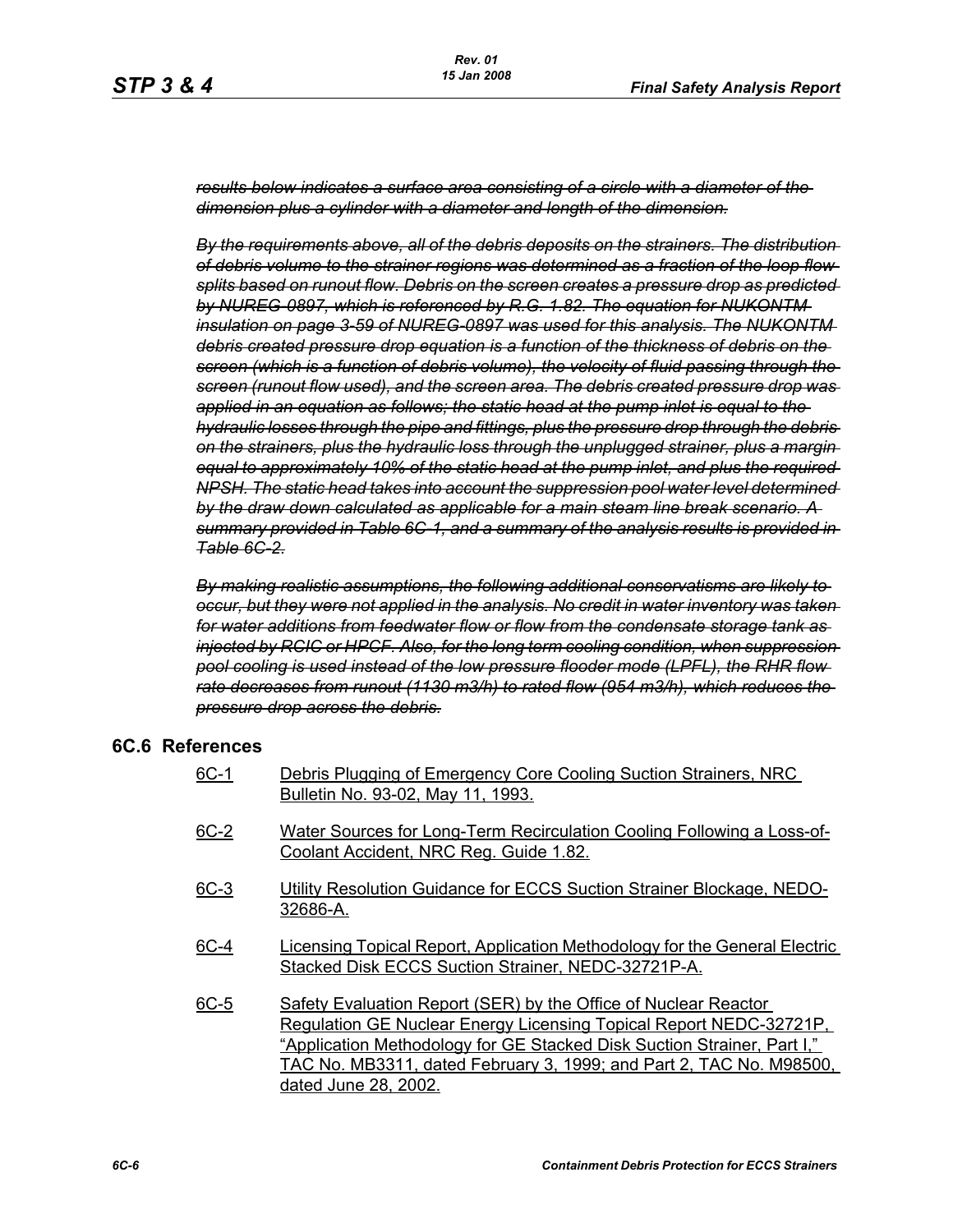~~*results below indicates a surface area consisting of a circle with a diameter of the dimension plus a cylinder with a diameter and length of the dimension.*~~

~~*By the requirements above, all of the debris deposits on the strainers. The distribution of debris volume to the strainer regions was determined as a fraction of the loop flow splits based on runout flow. Debris on the screen creates a pressure drop as predicted by NUREG-0897, which is referenced by R.G. 1.82. The equation for NUKONTM insulation on page 3-59 of NUREG-0897 was used for this analysis. The NUKONTM debris created pressure drop equation is a function of the thickness of debris on the screen (which is a function of debris volume), the velocity of fluid passing through the screen (runout flow used), and the screen area. The debris created pressure drop was applied in an equation as follows; the static head at the pump inlet is equal to the hydraulic losses through the pipe and fittings, plus the pressure drop through the debris on the strainers, plus the hydraulic loss through the unplugged strainer, plus a margin equal to approximately 10% of the static head at the pump inlet, and plus the required NPSH. The static head takes into account the suppression pool water level determined by the draw down calculated as applicable for a main steam line break scenario. A summary provided in Table 6C-1, and a summary of the analysis results is provided in Table 6C-2.*~~

~~*By making realistic assumptions, the following additional conservatisms are likely to occur, but they were not applied in the analysis. No credit in water inventory was taken for water additions from feedwater flow or flow from the condensate storage tank as injected by RCIC or HPCF. Also, for the long term cooling condition, when suppression pool cooling is used instead of the low pressure flooder mode (LPFL), the RHR flow rate decreases from runout (1130 m3/h) to rated flow (954 m3/h), which reduces the pressure drop across the debris.*~~

## 6C.6 References

6C-1 Debris Plugging of Emergency Core Cooling Suction Strainers, NRC Bulletin No. 93-02, May 11, 1993.

6C-2 Water Sources for Long-Term Recirculation Cooling Following a Loss-of-Coolant Accident, NRC Reg. Guide 1.82.

6C-3 Utility Resolution Guidance for ECCS Suction Strainer Blockage, NEDO-32686-A.

6C-4 Licensing Topical Report, Application Methodology for the General Electric Stacked Disk ECCS Suction Strainer, NEDC-32721P-A.

6C-5 Safety Evaluation Report (SER) by the Office of Nuclear Reactor Regulation GE Nuclear Energy Licensing Topical Report NEDC-32721P, "Application Methodology for GE Stacked Disk Suction Strainer, Part I," TAC No. MB3311, dated February 3, 1999; and Part 2, TAC No. M98500, dated June 28, 2002.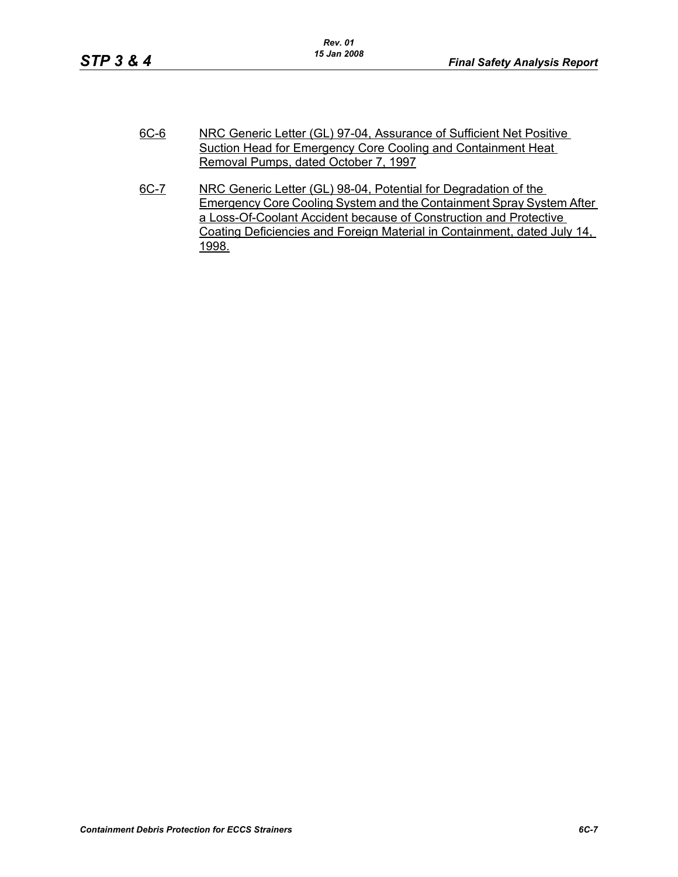6C-6 NRC Generic Letter (GL) 97-04, Assurance of Sufficient Net Positive Suction Head for Emergency Core Cooling and Containment Heat Removal Pumps, dated October 7, 1997

6C-7 NRC Generic Letter (GL) 98-04, Potential for Degradation of the Emergency Core Cooling System and the Containment Spray System After a Loss-Of-Coolant Accident because of Construction and Protective Coating Deficiencies and Foreign Material in Containment, dated July 14, 1998.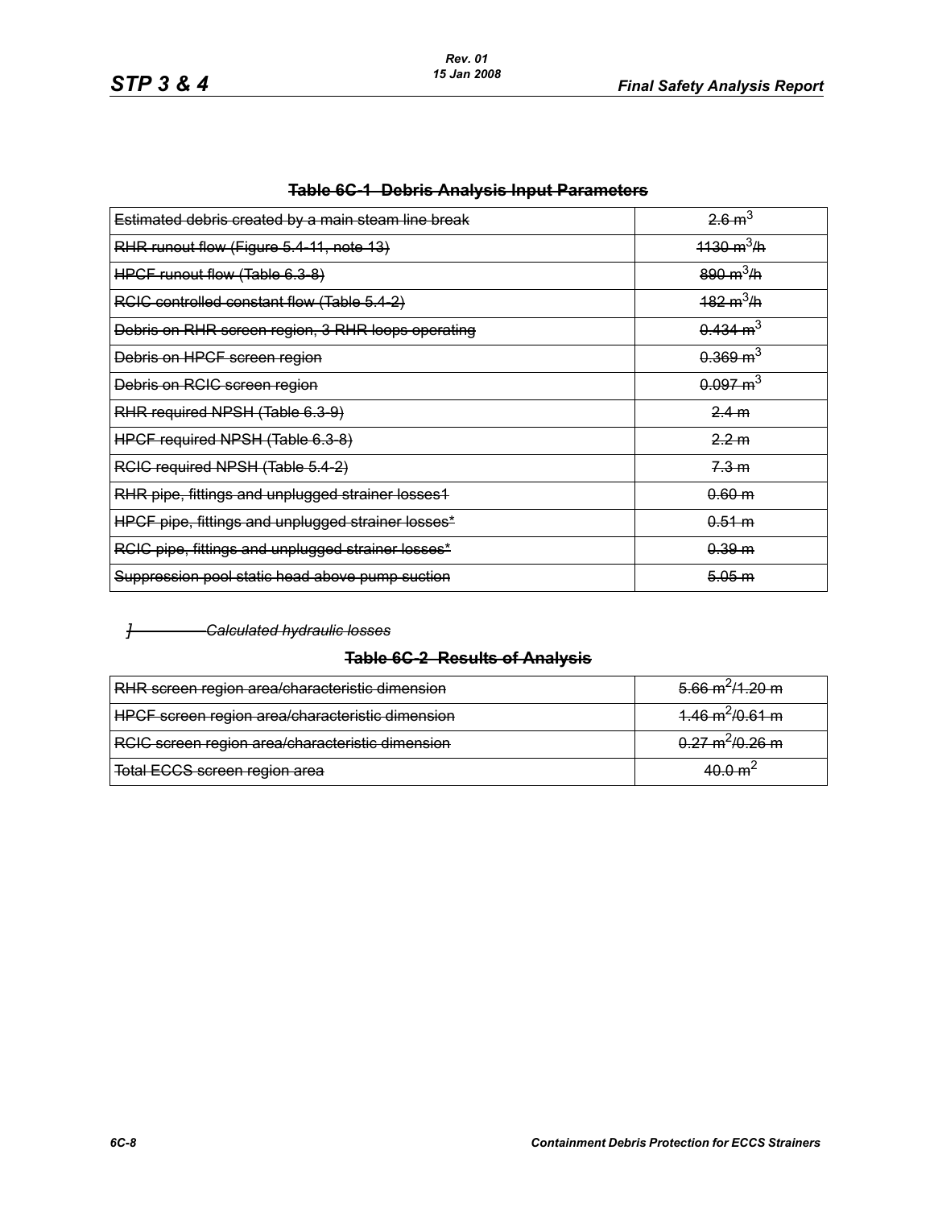**~~Table 6C-1 Debris Analysis Input Parameters~~**

| | |
|---|---|
| ~~Estimated debris created by a main steam line break~~ | ~~2.6 $m^3$~~ |
| ~~RHR runout flow (Figure 5.4-11, note 13)~~ | ~~1130 $m^3$/h~~ |
| ~~HPCF runout flow (Table 6.3-8)~~ | ~~890 $m^3$/h~~ |
| ~~RCIC controlled constant flow (Table 5.4-2)~~ | ~~182 $m^3$/h~~ |
| ~~Debris on RHR screen region, 3 RHR loops operating~~ | ~~0.434 $m^3$~~ |
| ~~Debris on HPCF screen region~~ | ~~0.369 $m^3$~~ |
| ~~Debris on RCIC screen region~~ | ~~0.097 $m^3$~~ |
| ~~RHR required NPSH (Table 6.3-9)~~ | ~~2.4 m~~ |
| ~~HPCF required NPSH (Table 6.3-8)~~ | ~~2.2 m~~ |
| ~~RCIC required NPSH (Table 5.4-2)~~ | ~~7.3 m~~ |
| ~~RHR pipe, fittings and unplugged strainer losses1~~ | ~~0.60 m~~ |
| ~~HPCF pipe, fittings and unplugged strainer losses*~~ | ~~0.51 m~~ |
| ~~RCIC pipe, fittings and unplugged strainer losses*~~ | ~~0.39 m~~ |
| ~~Suppression pool static head above pump suction~~ | ~~5.05 m~~ |

*~~] Calculated hydraulic losses~~*

**~~Table 6C-2 Results of Analysis~~**

| | |
|---|---|
| ~~RHR screen region area/characteristic dimension~~ | ~~5.66 $m^2$/1.20 m~~ |
| ~~HPCF screen region area/characteristic dimension~~ | ~~1.46 $m^2$/0.61 m~~ |
| ~~RCIC screen region area/characteristic dimension~~ | ~~0.27 $m^2$/0.26 m~~ |
| ~~Total ECCS screen region area~~ | ~~40.0 $m^2$~~ |